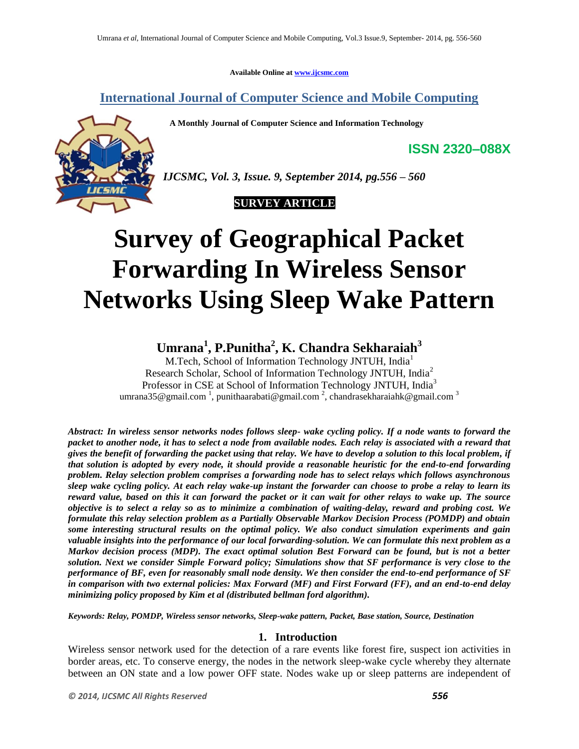Available Online at www.ijcsmc.com

## International Journal of Computer Science and Mobile Computing

**A Monthly Journal of Computer Science and Information Technology**

**ISSN 2320–088X**

***IJCSMC, Vol. 3, Issue. 9, September 2014, pg.556 – 560***

**SURVEY ARTICLE**

# Survey of Geographical Packet Forwarding In Wireless Sensor Networks Using Sleep Wake Pattern

**Umrana[1], P.Punitha[2], K. Chandra Sekharaiah[3]**

M.Tech, School of Information Technology JNTUH, India[1]
Research Scholar, School of Information Technology JNTUH, India[2]
Professor in CSE at School of Information Technology JNTUH, India[3]
umrana35@gmail.com [1], punithaarabati@gmail.com [2], chandrasekharaiahk@gmail.com [3]

***Abstract: In wireless sensor networks nodes follows sleep- wake cycling policy. If a node wants to forward the packet to another node, it has to select a node from available nodes. Each relay is associated with a reward that gives the benefit of forwarding the packet using that relay. We have to develop a solution to this local problem, if that solution is adopted by every node, it should provide a reasonable heuristic for the end-to-end forwarding problem. Relay selection problem comprises a forwarding node has to select relays which follows asynchronous sleep wake cycling policy. At each relay wake-up instant the forwarder can choose to probe a relay to learn its reward value, based on this it can forward the packet or it can wait for other relays to wake up. The source objective is to select a relay so as to minimize a combination of waiting-delay, reward and probing cost. We formulate this relay selection problem as a Partially Observable Markov Decision Process (POMDP) and obtain some interesting structural results on the optimal policy. We also conduct simulation experiments and gain valuable insights into the performance of our local forwarding-solution. We can formulate this next problem as a Markov decision process (MDP). The exact optimal solution Best Forward can be found, but is not a better solution. Next we consider Simple Forward policy; Simulations show that SF performance is very close to the performance of BF, even for reasonably small node density. We then consider the end-to-end performance of SF in comparison with two external policies: Max Forward (MF) and First Forward (FF), and an end-to-end delay minimizing policy proposed by Kim et al (distributed bellman ford algorithm).***

***Keywords: Relay, POMDP, Wireless sensor networks, Sleep-wake pattern, Packet, Base station, Source, Destination***

## 1. Introduction

Wireless sensor network used for the detection of a rare events like forest fire, suspect ion activities in border areas, etc. To conserve energy, the nodes in the network sleep-wake cycle whereby they alternate between an ON state and a low power OFF state. Nodes wake up or sleep patterns are independent of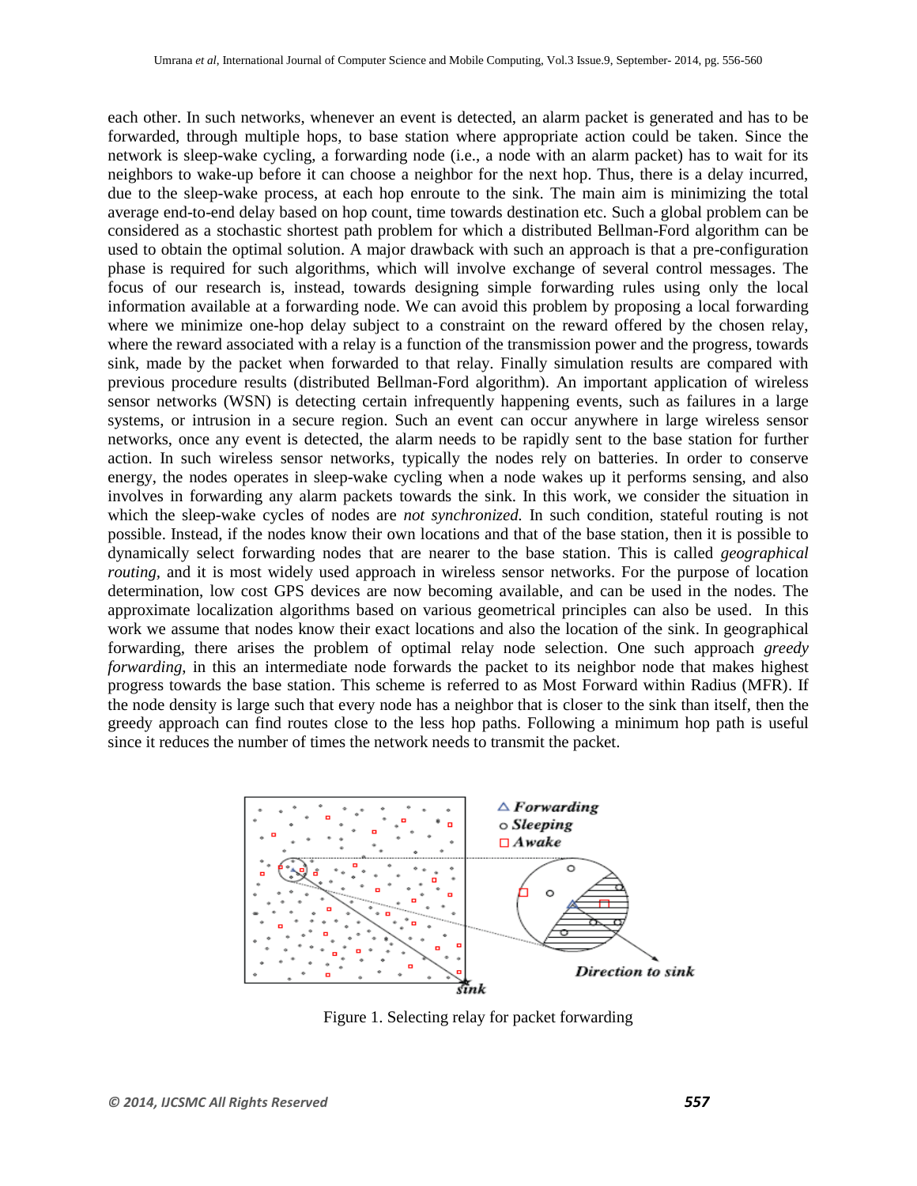each other. In such networks, whenever an event is detected, an alarm packet is generated and has to be forwarded, through multiple hops, to base station where appropriate action could be taken. Since the network is sleep-wake cycling, a forwarding node (i.e., a node with an alarm packet) has to wait for its neighbors to wake-up before it can choose a neighbor for the next hop. Thus, there is a delay incurred, due to the sleep-wake process, at each hop enroute to the sink. The main aim is minimizing the total average end-to-end delay based on hop count, time towards destination etc. Such a global problem can be considered as a stochastic shortest path problem for which a distributed Bellman-Ford algorithm can be used to obtain the optimal solution. A major drawback with such an approach is that a pre-configuration phase is required for such algorithms, which will involve exchange of several control messages. The focus of our research is, instead, towards designing simple forwarding rules using only the local information available at a forwarding node. We can avoid this problem by proposing a local forwarding where we minimize one-hop delay subject to a constraint on the reward offered by the chosen relay, where the reward associated with a relay is a function of the transmission power and the progress, towards sink, made by the packet when forwarded to that relay. Finally simulation results are compared with previous procedure results (distributed Bellman-Ford algorithm). An important application of wireless sensor networks (WSN) is detecting certain infrequently happening events, such as failures in a large systems, or intrusion in a secure region. Such an event can occur anywhere in large wireless sensor networks, once any event is detected, the alarm needs to be rapidly sent to the base station for further action. In such wireless sensor networks, typically the nodes rely on batteries. In order to conserve energy, the nodes operates in sleep-wake cycling when a node wakes up it performs sensing, and also involves in forwarding any alarm packets towards the sink. In this work, we consider the situation in which the sleep-wake cycles of nodes are *not synchronized.* In such condition, stateful routing is not possible. Instead, if the nodes know their own locations and that of the base station, then it is possible to dynamically select forwarding nodes that are nearer to the base station. This is called *geographical routing*, and it is most widely used approach in wireless sensor networks. For the purpose of location determination, low cost GPS devices are now becoming available, and can be used in the nodes. The approximate localization algorithms based on various geometrical principles can also be used. In this work we assume that nodes know their exact locations and also the location of the sink. In geographical forwarding, there arises the problem of optimal relay node selection. One such approach *greedy forwarding*, in this an intermediate node forwards the packet to its neighbor node that makes highest progress towards the base station. This scheme is referred to as Most Forward within Radius (MFR). If the node density is large such that every node has a neighbor that is closer to the sink than itself, then the greedy approach can find routes close to the less hop paths. Following a minimum hop path is useful since it reduces the number of times the network needs to transmit the packet.

Figure 1. Selecting relay for packet forwarding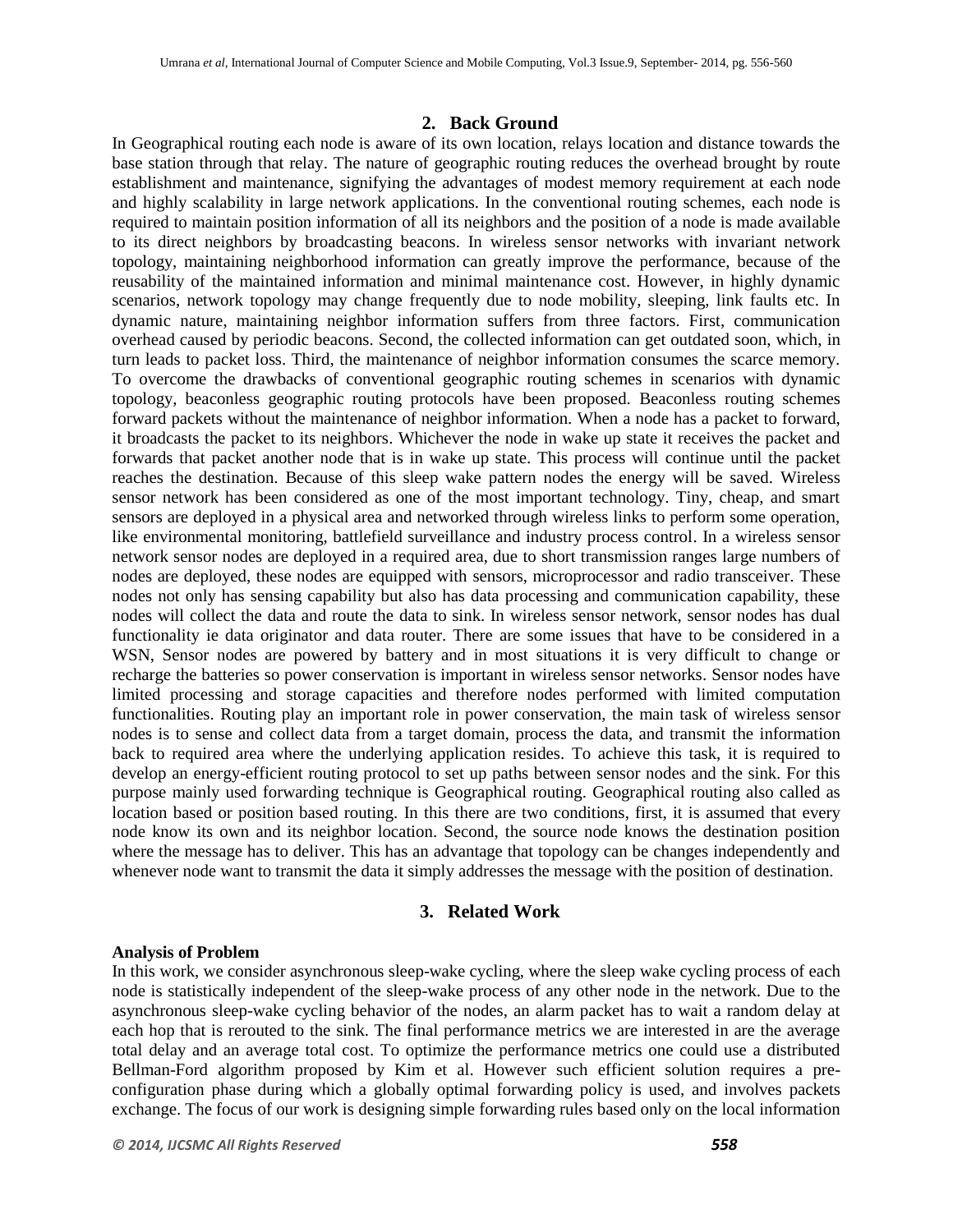## 2. Back Ground

In Geographical routing each node is aware of its own location, relays location and distance towards the base station through that relay. The nature of geographic routing reduces the overhead brought by route establishment and maintenance, signifying the advantages of modest memory requirement at each node and highly scalability in large network applications. In the conventional routing schemes, each node is required to maintain position information of all its neighbors and the position of a node is made available to its direct neighbors by broadcasting beacons. In wireless sensor networks with invariant network topology, maintaining neighborhood information can greatly improve the performance, because of the reusability of the maintained information and minimal maintenance cost. However, in highly dynamic scenarios, network topology may change frequently due to node mobility, sleeping, link faults etc. In dynamic nature, maintaining neighbor information suffers from three factors. First, communication overhead caused by periodic beacons. Second, the collected information can get outdated soon, which, in turn leads to packet loss. Third, the maintenance of neighbor information consumes the scarce memory. To overcome the drawbacks of conventional geographic routing schemes in scenarios with dynamic topology, beaconless geographic routing protocols have been proposed. Beaconless routing schemes forward packets without the maintenance of neighbor information. When a node has a packet to forward, it broadcasts the packet to its neighbors. Whichever the node in wake up state it receives the packet and forwards that packet another node that is in wake up state. This process will continue until the packet reaches the destination. Because of this sleep wake pattern nodes the energy will be saved. Wireless sensor network has been considered as one of the most important technology. Tiny, cheap, and smart sensors are deployed in a physical area and networked through wireless links to perform some operation, like environmental monitoring, battlefield surveillance and industry process control. In a wireless sensor network sensor nodes are deployed in a required area, due to short transmission ranges large numbers of nodes are deployed, these nodes are equipped with sensors, microprocessor and radio transceiver. These nodes not only has sensing capability but also has data processing and communication capability, these nodes will collect the data and route the data to sink. In wireless sensor network, sensor nodes has dual functionality ie data originator and data router. There are some issues that have to be considered in a WSN, Sensor nodes are powered by battery and in most situations it is very difficult to change or recharge the batteries so power conservation is important in wireless sensor networks. Sensor nodes have limited processing and storage capacities and therefore nodes performed with limited computation functionalities. Routing play an important role in power conservation, the main task of wireless sensor nodes is to sense and collect data from a target domain, process the data, and transmit the information back to required area where the underlying application resides. To achieve this task, it is required to develop an energy-efficient routing protocol to set up paths between sensor nodes and the sink. For this purpose mainly used forwarding technique is Geographical routing. Geographical routing also called as location based or position based routing. In this there are two conditions, first, it is assumed that every node know its own and its neighbor location. Second, the source node knows the destination position where the message has to deliver. This has an advantage that topology can be changes independently and whenever node want to transmit the data it simply addresses the message with the position of destination.

## 3. Related Work

**Analysis of Problem**

In this work, we consider asynchronous sleep-wake cycling, where the sleep wake cycling process of each node is statistically independent of the sleep-wake process of any other node in the network. Due to the asynchronous sleep-wake cycling behavior of the nodes, an alarm packet has to wait a random delay at each hop that is rerouted to the sink. The final performance metrics we are interested in are the average total delay and an average total cost. To optimize the performance metrics one could use a distributed Bellman-Ford algorithm proposed by Kim et al. However such efficient solution requires a pre-configuration phase during which a globally optimal forwarding policy is used, and involves packets exchange. The focus of our work is designing simple forwarding rules based only on the local information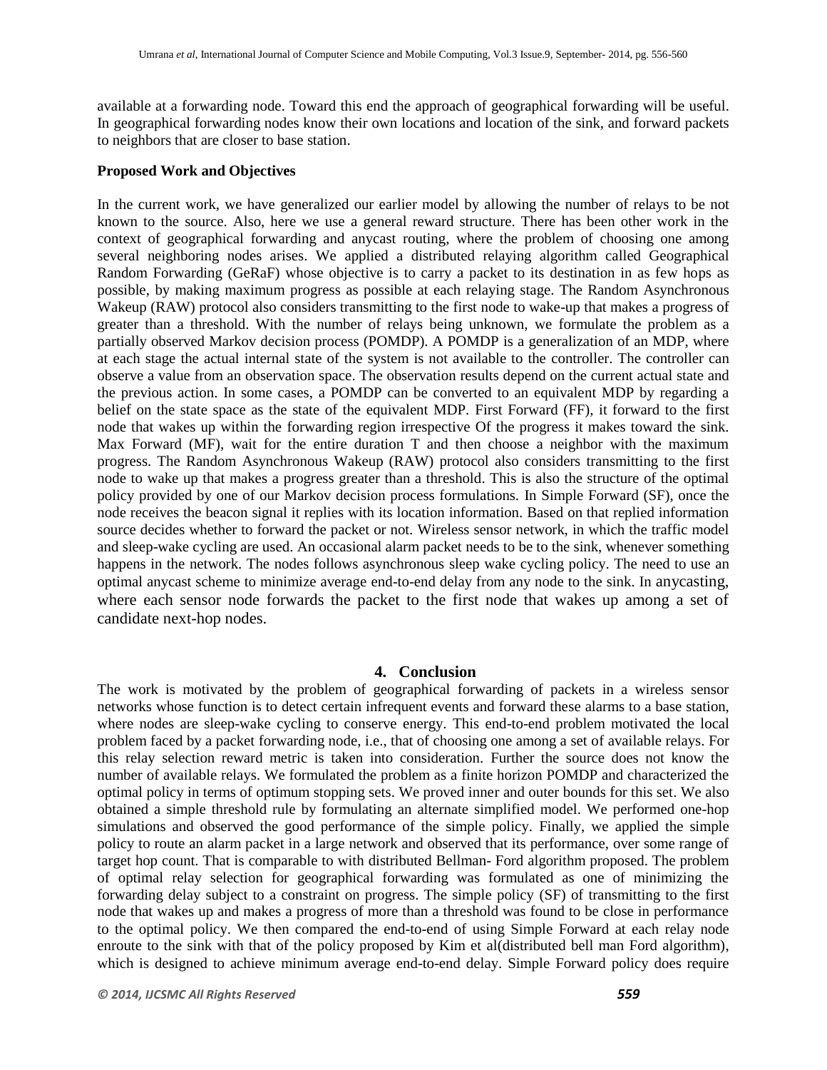available at a forwarding node. Toward this end the approach of geographical forwarding will be useful. In geographical forwarding nodes know their own locations and location of the sink, and forward packets to neighbors that are closer to base station.

**Proposed Work and Objectives**

In the current work, we have generalized our earlier model by allowing the number of relays to be not known to the source. Also, here we use a general reward structure. There has been other work in the context of geographical forwarding and anycast routing, where the problem of choosing one among several neighboring nodes arises. We applied a distributed relaying algorithm called Geographical Random Forwarding (GeRaF) whose objective is to carry a packet to its destination in as few hops as possible, by making maximum progress as possible at each relaying stage. The Random Asynchronous Wakeup (RAW) protocol also considers transmitting to the first node to wake-up that makes a progress of greater than a threshold. With the number of relays being unknown, we formulate the problem as a partially observed Markov decision process (POMDP). A POMDP is a generalization of an MDP, where at each stage the actual internal state of the system is not available to the controller. The controller can observe a value from an observation space. The observation results depend on the current actual state and the previous action. In some cases, a POMDP can be converted to an equivalent MDP by regarding a belief on the state space as the state of the equivalent MDP. First Forward (FF), it forward to the first node that wakes up within the forwarding region irrespective Of the progress it makes toward the sink. Max Forward (MF), wait for the entire duration T and then choose a neighbor with the maximum progress. The Random Asynchronous Wakeup (RAW) protocol also considers transmitting to the first node to wake up that makes a progress greater than a threshold. This is also the structure of the optimal policy provided by one of our Markov decision process formulations. In Simple Forward (SF), once the node receives the beacon signal it replies with its location information. Based on that replied information source decides whether to forward the packet or not. Wireless sensor network, in which the traffic model and sleep-wake cycling are used. An occasional alarm packet needs to be to the sink, whenever something happens in the network. The nodes follows asynchronous sleep wake cycling policy. The need to use an optimal anycast scheme to minimize average end-to-end delay from any node to the sink. In anycasting, where each sensor node forwards the packet to the first node that wakes up among a set of candidate next-hop nodes.

## 4. Conclusion

The work is motivated by the problem of geographical forwarding of packets in a wireless sensor networks whose function is to detect certain infrequent events and forward these alarms to a base station, where nodes are sleep-wake cycling to conserve energy. This end-to-end problem motivated the local problem faced by a packet forwarding node, i.e., that of choosing one among a set of available relays. For this relay selection reward metric is taken into consideration. Further the source does not know the number of available relays. We formulated the problem as a finite horizon POMDP and characterized the optimal policy in terms of optimum stopping sets. We proved inner and outer bounds for this set. We also obtained a simple threshold rule by formulating an alternate simplified model. We performed one-hop simulations and observed the good performance of the simple policy. Finally, we applied the simple policy to route an alarm packet in a large network and observed that its performance, over some range of target hop count. That is comparable to with distributed Bellman- Ford algorithm proposed. The problem of optimal relay selection for geographical forwarding was formulated as one of minimizing the forwarding delay subject to a constraint on progress. The simple policy (SF) of transmitting to the first node that wakes up and makes a progress of more than a threshold was found to be close in performance to the optimal policy. We then compared the end-to-end of using Simple Forward at each relay node enroute to the sink with that of the policy proposed by Kim et al(distributed bell man Ford algorithm), which is designed to achieve minimum average end-to-end delay. Simple Forward policy does require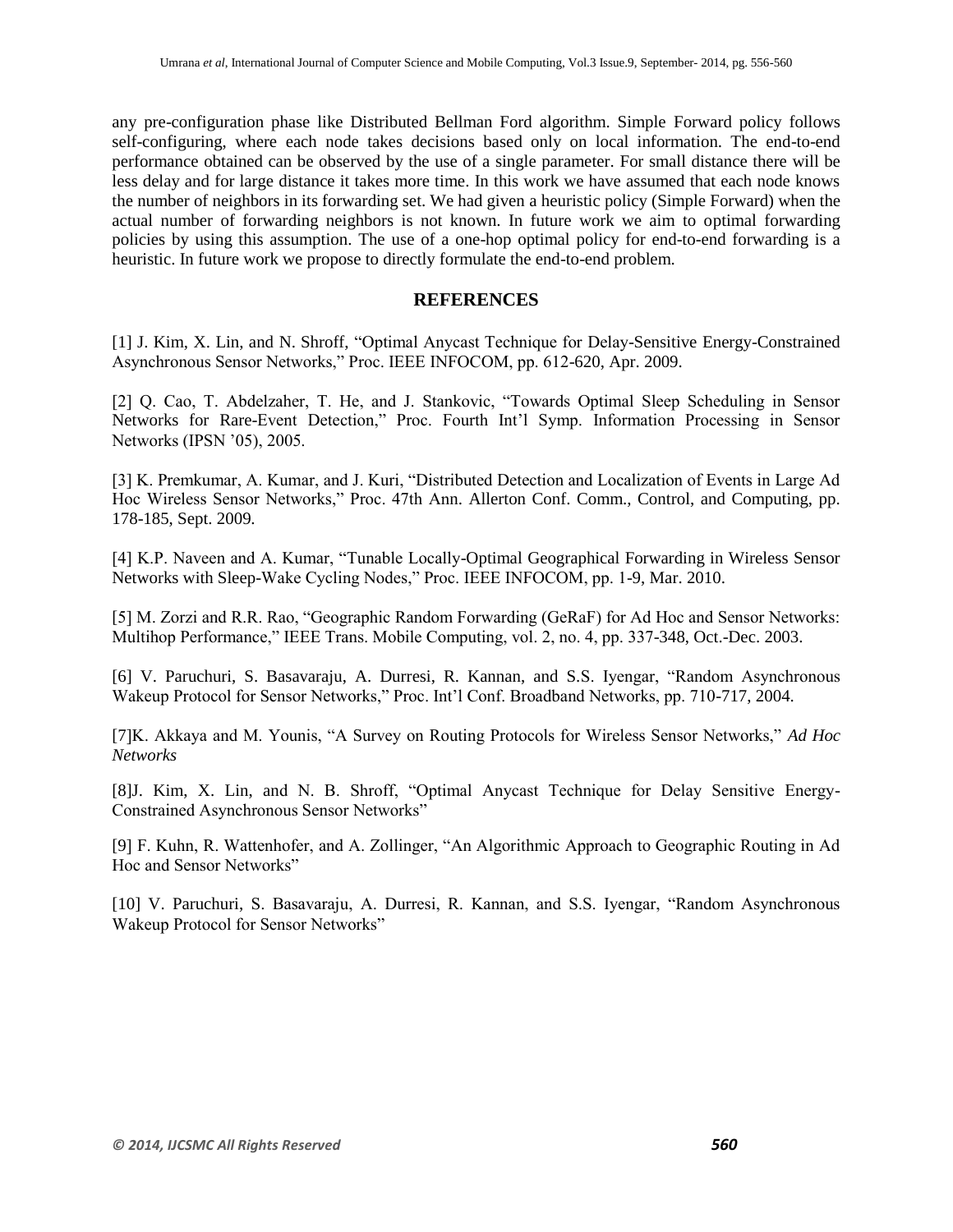any pre-configuration phase like Distributed Bellman Ford algorithm. Simple Forward policy follows self-configuring, where each node takes decisions based only on local information. The end-to-end performance obtained can be observed by the use of a single parameter. For small distance there will be less delay and for large distance it takes more time. In this work we have assumed that each node knows the number of neighbors in its forwarding set. We had given a heuristic policy (Simple Forward) when the actual number of forwarding neighbors is not known. In future work we aim to optimal forwarding policies by using this assumption. The use of a one-hop optimal policy for end-to-end forwarding is a heuristic. In future work we propose to directly formulate the end-to-end problem.

## REFERENCES

[1] J. Kim, X. Lin, and N. Shroff, "Optimal Anycast Technique for Delay-Sensitive Energy-Constrained Asynchronous Sensor Networks," Proc. IEEE INFOCOM, pp. 612-620, Apr. 2009.

[2] Q. Cao, T. Abdelzaher, T. He, and J. Stankovic, "Towards Optimal Sleep Scheduling in Sensor Networks for Rare-Event Detection," Proc. Fourth Int'l Symp. Information Processing in Sensor Networks (IPSN '05), 2005.

[3] K. Premkumar, A. Kumar, and J. Kuri, "Distributed Detection and Localization of Events in Large Ad Hoc Wireless Sensor Networks," Proc. 47th Ann. Allerton Conf. Comm., Control, and Computing, pp. 178-185, Sept. 2009.

[4] K.P. Naveen and A. Kumar, "Tunable Locally-Optimal Geographical Forwarding in Wireless Sensor Networks with Sleep-Wake Cycling Nodes," Proc. IEEE INFOCOM, pp. 1-9, Mar. 2010.

[5] M. Zorzi and R.R. Rao, "Geographic Random Forwarding (GeRaF) for Ad Hoc and Sensor Networks: Multihop Performance," IEEE Trans. Mobile Computing, vol. 2, no. 4, pp. 337-348, Oct.-Dec. 2003.

[6] V. Paruchuri, S. Basavaraju, A. Durresi, R. Kannan, and S.S. Iyengar, "Random Asynchronous Wakeup Protocol for Sensor Networks," Proc. Int'l Conf. Broadband Networks, pp. 710-717, 2004.

[7]K. Akkaya and M. Younis, "A Survey on Routing Protocols for Wireless Sensor Networks," *Ad Hoc Networks*

[8]J. Kim, X. Lin, and N. B. Shroff, "Optimal Anycast Technique for Delay Sensitive Energy-Constrained Asynchronous Sensor Networks"

[9] F. Kuhn, R. Wattenhofer, and A. Zollinger, "An Algorithmic Approach to Geographic Routing in Ad Hoc and Sensor Networks"

[10] V. Paruchuri, S. Basavaraju, A. Durresi, R. Kannan, and S.S. Iyengar, "Random Asynchronous Wakeup Protocol for Sensor Networks"